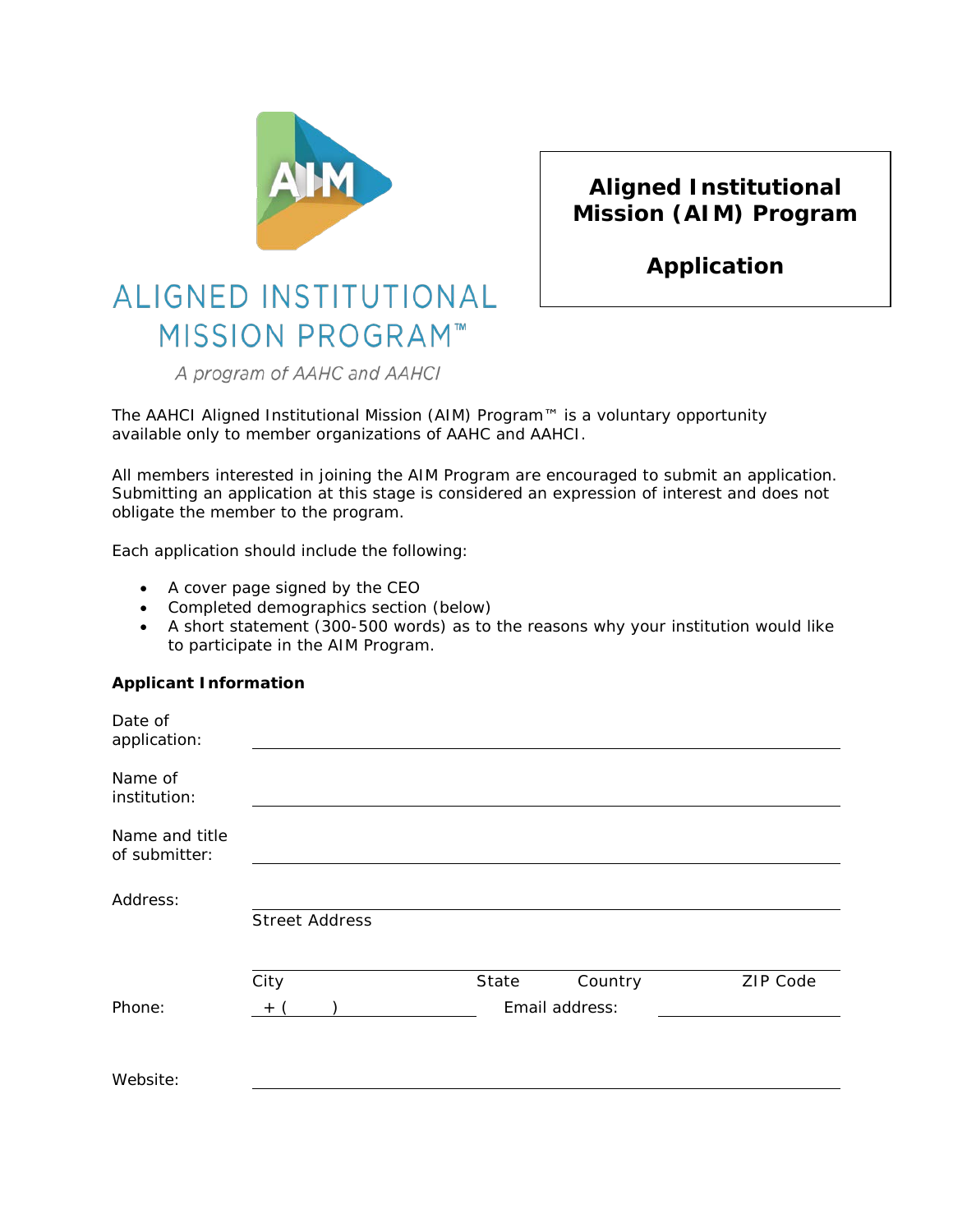ALIGNED INSTITUTIONAL MISSION PROGRAM™

*A program of AAHC and AAHCI*

# Aligned Institutional Mission (AIM) Program

## Application

The AAHCI Aligned Institutional Mission (AIM) Program™ is a voluntary opportunity available only to member organizations of AAHC and AAHCI.

All members interested in joining the AIM Program are encouraged to submit an application. Submitting an application at this stage is considered an expression of interest and does not obligate the member to the program.

Each application should include the following:

- A cover page signed by the CEO
- Completed demographics section (below)
- A short statement (300-500 words) as to the reasons why your institution would like to participate in the AIM Program.

**Applicant Information**

Date of application: ______________________________

Name of institution: ______________________________

Name and title of submitter: ______________________________

Address: ______________________________

Street Address

______________________________

City | State | Country | ZIP Code

Phone: + (      ) ______________ Email address: ______________

Website: ______________________________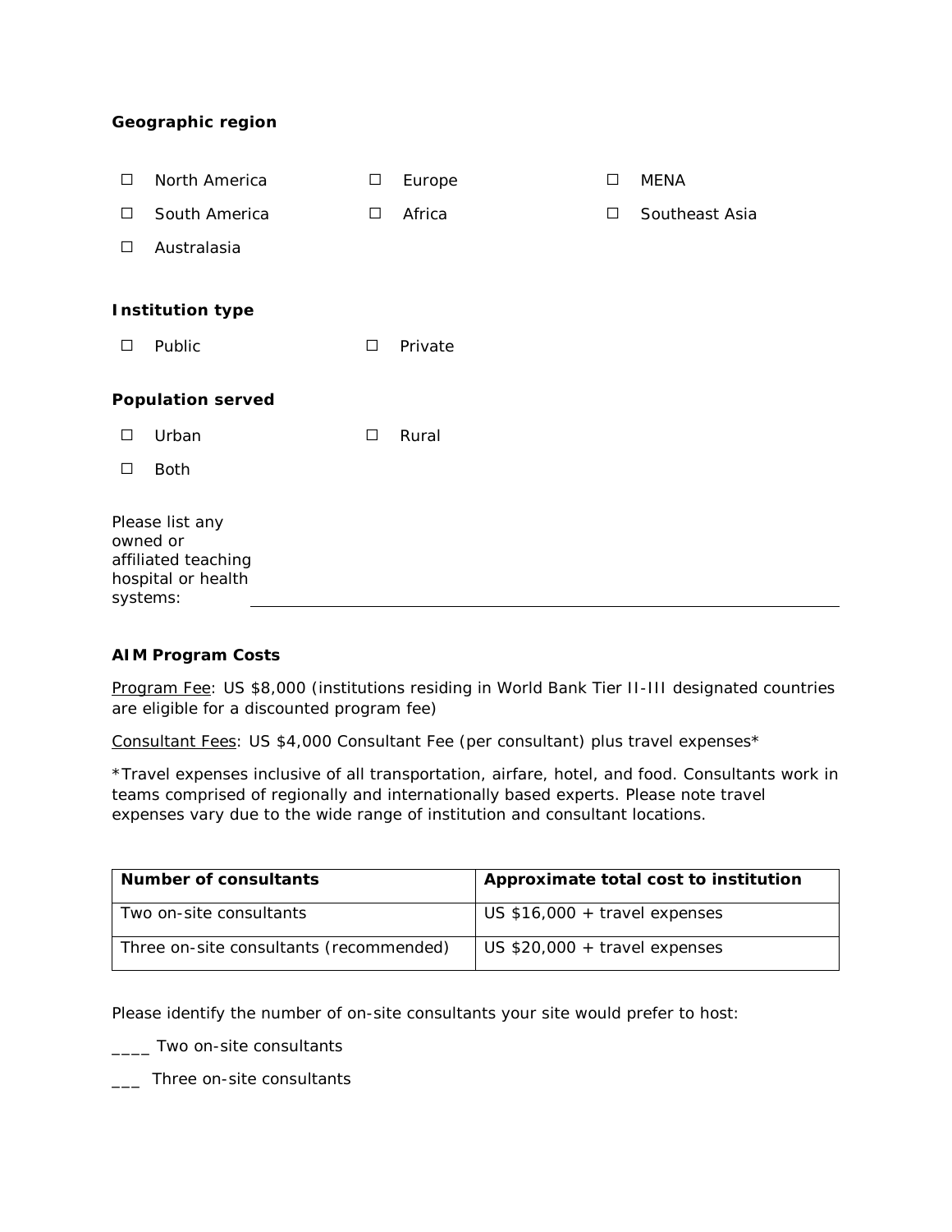**Geographic region**

- ☐ North America
- ☐ Europe
- ☐ MENA
- ☐ South America
- ☐ Africa
- ☐ Southeast Asia
- ☐ Australasia

**Institution type**

- ☐ Public
- ☐ Private

**Population served**

- ☐ Urban
- ☐ Rural
- ☐ Both

Please list any owned or affiliated teaching hospital or health systems: ______________________________

**AIM Program Costs**

Program Fee: US $8,000 (institutions residing in World Bank Tier II-III designated countries are eligible for a discounted program fee)

Consultant Fees: US $4,000 Consultant Fee (per consultant) plus travel expenses*

*Travel expenses inclusive of all transportation, airfare, hotel, and food. Consultants work in teams comprised of regionally and internationally based experts. Please note travel expenses vary due to the wide range of institution and consultant locations.

| Number of consultants | Approximate total cost to institution |
| --- | --- |
| Two on-site consultants | US $16,000 + travel expenses |
| Three on-site consultants (recommended) | US $20,000 + travel expenses |

Please identify the number of on-site consultants your site would prefer to host:

____ Two on-site consultants

___ Three on-site consultants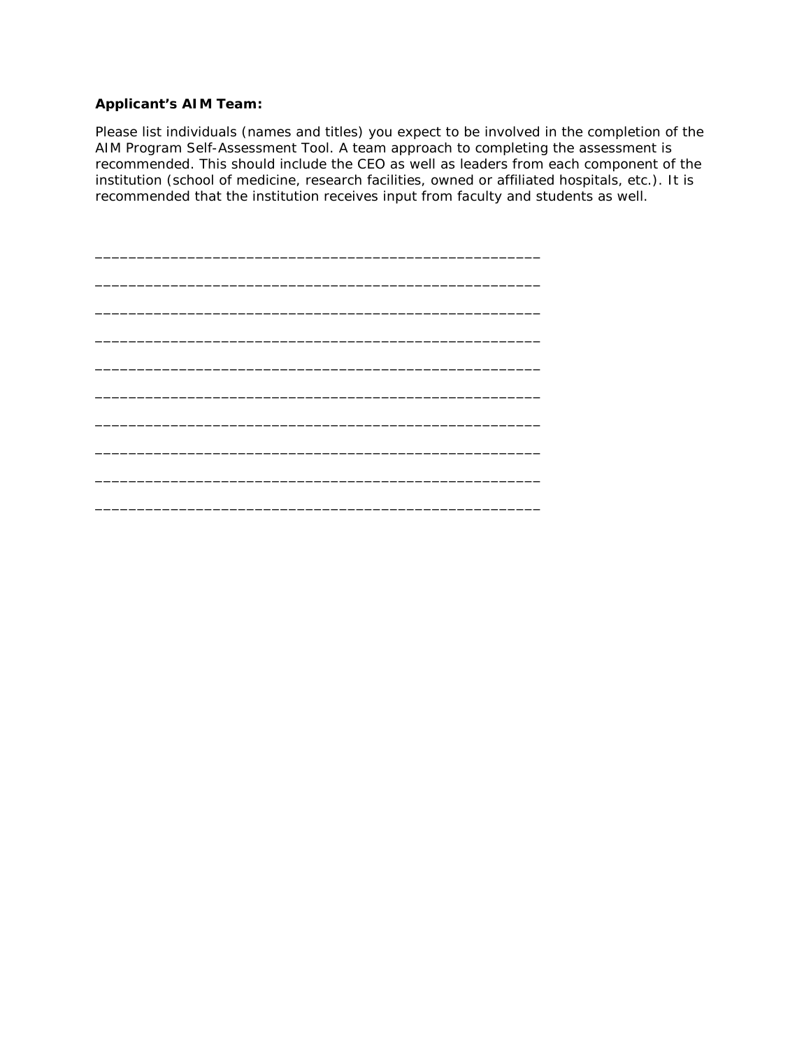**Applicant's AIM Team:**

Please list individuals (names and titles) you expect to be involved in the completion of the AIM Program Self-Assessment Tool. A team approach to completing the assessment is recommended. This should include the CEO as well as leaders from each component of the institution (school of medicine, research facilities, owned or affiliated hospitals, etc.). It is recommended that the institution receives input from faculty and students as well.

_____________________________________________________

_____________________________________________________

_____________________________________________________

_____________________________________________________

_____________________________________________________

_____________________________________________________

_____________________________________________________

_____________________________________________________

_____________________________________________________

_____________________________________________________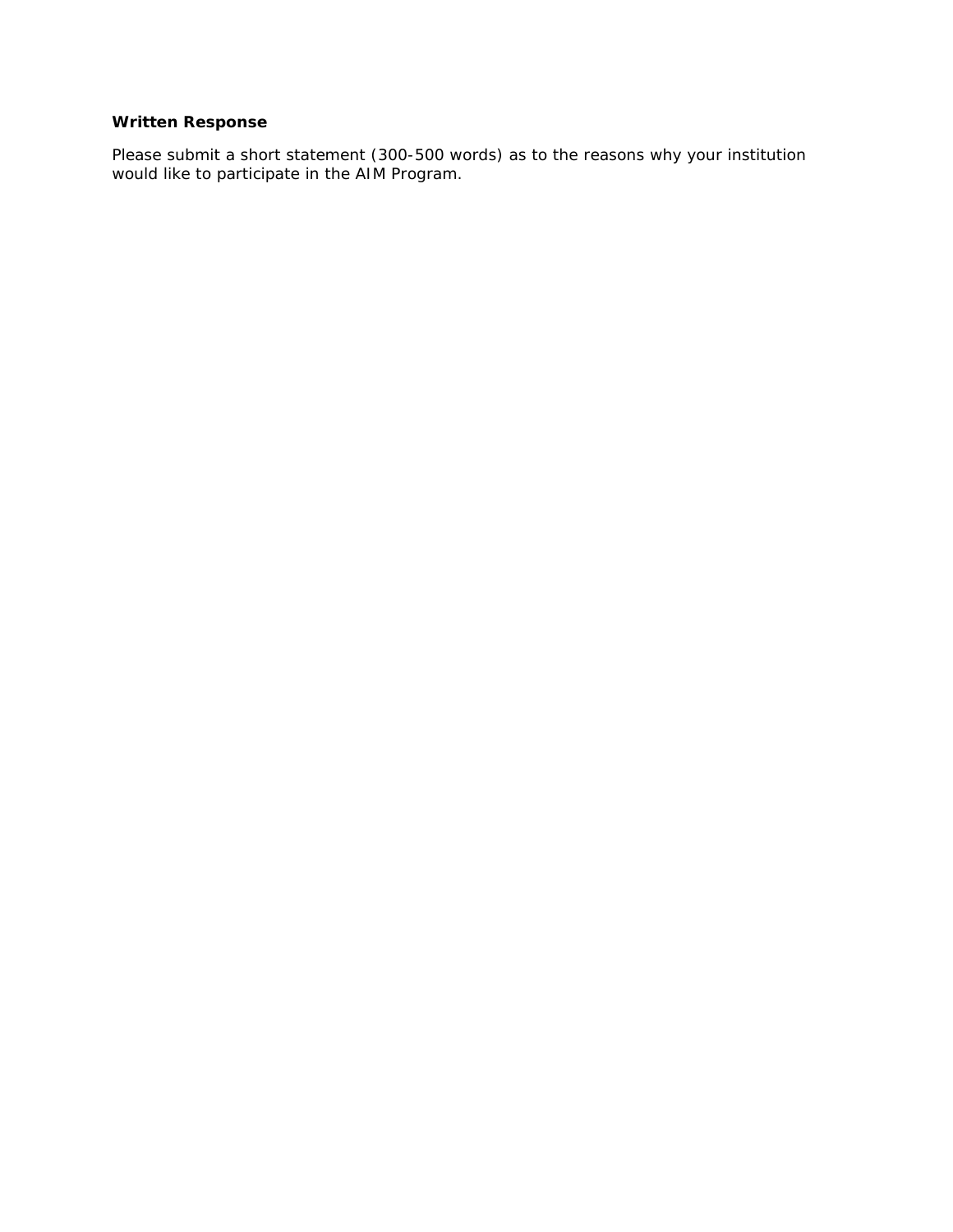**Written Response**

Please submit a short statement (300-500 words) as to the reasons why your institution would like to participate in the AIM Program.